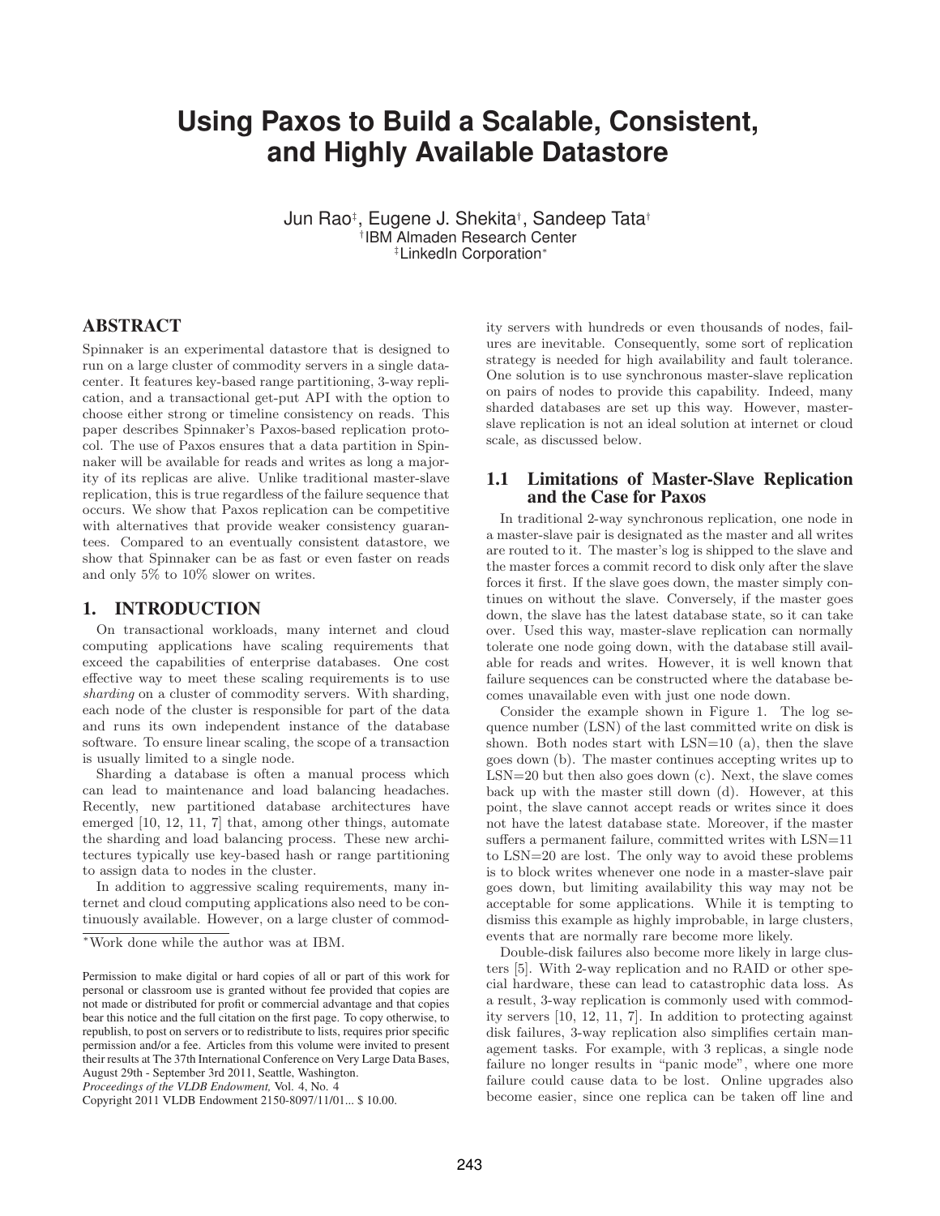# Using Paxos to Build a Scalable, Consistent, and Highly Available Datastore

Jun Rao[‡], Eugene J. Shekita[†], Sandeep Tata[†]
[†]IBM Almaden Research Center
[‡]LinkedIn Corporation[*]

## ABSTRACT

Spinnaker is an experimental datastore that is designed to run on a large cluster of commodity servers in a single datacenter. It features key-based range partitioning, 3-way replication, and a transactional get-put API with the option to choose either strong or timeline consistency on reads. This paper describes Spinnaker's Paxos-based replication protocol. The use of Paxos ensures that a data partition in Spinnaker will be available for reads and writes as long a majority of its replicas are alive. Unlike traditional master-slave replication, this is true regardless of the failure sequence that occurs. We show that Paxos replication can be competitive with alternatives that provide weaker consistency guarantees. Compared to an eventually consistent datastore, we show that Spinnaker can be as fast or even faster on reads and only 5% to 10% slower on writes.

## 1. INTRODUCTION

On transactional workloads, many internet and cloud computing applications have scaling requirements that exceed the capabilities of enterprise databases. One cost effective way to meet these scaling requirements is to use *sharding* on a cluster of commodity servers. With sharding, each node of the cluster is responsible for part of the data and runs its own independent instance of the database software. To ensure linear scaling, the scope of a transaction is usually limited to a single node.

Sharding a database is often a manual process which can lead to maintenance and load balancing headaches. Recently, new partitioned database architectures have emerged [10, 12, 11, 7] that, among other things, automate the sharding and load balancing process. These new architectures typically use key-based hash or range partitioning to assign data to nodes in the cluster.

In addition to aggressive scaling requirements, many internet and cloud computing applications also need to be continuously available. However, on a large cluster of commodity servers with hundreds or even thousands of nodes, failures are inevitable. Consequently, some sort of replication strategy is needed for high availability and fault tolerance. One solution is to use synchronous master-slave replication on pairs of nodes to provide this capability. Indeed, many sharded databases are set up this way. However, master-slave replication is not an ideal solution at internet or cloud scale, as discussed below.

### 1.1 Limitations of Master-Slave Replication and the Case for Paxos

In traditional 2-way synchronous replication, one node in a master-slave pair is designated as the master and all writes are routed to it. The master's log is shipped to the slave and the master forces a commit record to disk only after the slave forces it first. If the slave goes down, the master simply continues on without the slave. Conversely, if the master goes down, the slave has the latest database state, so it can take over. Used this way, master-slave replication can normally tolerate one node going down, with the database still available for reads and writes. However, it is well known that failure sequences can be constructed where the database becomes unavailable even with just one node down.

Consider the example shown in Figure 1. The log sequence number (LSN) of the last committed write on disk is shown. Both nodes start with LSN=10 (a), then the slave goes down (b). The master continues accepting writes up to LSN=20 but then also goes down (c). Next, the slave comes back up with the master still down (d). However, at this point, the slave cannot accept reads or writes since it does not have the latest database state. Moreover, if the master suffers a permanent failure, committed writes with LSN=11 to LSN=20 are lost. The only way to avoid these problems is to block writes whenever one node in a master-slave pair goes down, but limiting availability this way may not be acceptable for some applications. While it is tempting to dismiss this example as highly improbable, in large clusters, events that are normally rare become more likely.

Double-disk failures also become more likely in large clusters [5]. With 2-way replication and no RAID or other special hardware, these can lead to catastrophic data loss. As a result, 3-way replication is commonly used with commodity servers [10, 12, 11, 7]. In addition to protecting against disk failures, 3-way replication also simplifies certain management tasks. For example, with 3 replicas, a single node failure no longer results in "panic mode", where one more failure could cause data to be lost. Online upgrades also become easier, since one replica can be taken off line and

[*]Work done while the author was at IBM.

Permission to make digital or hard copies of all or part of this work for personal or classroom use is granted without fee provided that copies are not made or distributed for profit or commercial advantage and that copies bear this notice and the full citation on the first page. To copy otherwise, to republish, to post on servers or to redistribute to lists, requires prior specific permission and/or a fee. Articles from this volume were invited to present their results at The 37th International Conference on Very Large Data Bases, August 29th - September 3rd 2011, Seattle, Washington.
*Proceedings of the VLDB Endowment,* Vol. 4, No. 4
Copyright 2011 VLDB Endowment 2150-8097/11/01... $ 10.00.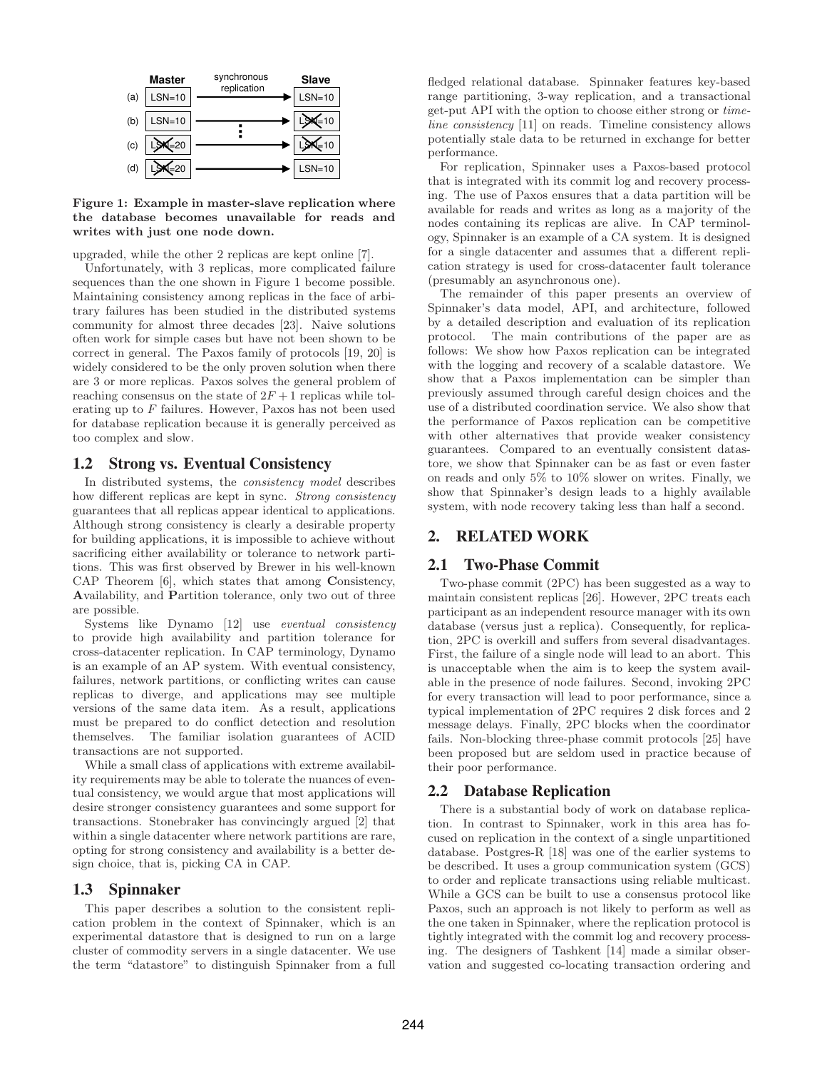Figure 1: Example in master-slave replication where the database becomes unavailable for reads and writes with just one node down.

upgraded, while the other 2 replicas are kept online [7].

Unfortunately, with 3 replicas, more complicated failure sequences than the one shown in Figure 1 become possible. Maintaining consistency among replicas in the face of arbitrary failures has been studied in the distributed systems community for almost three decades [23]. Naive solutions often work for simple cases but have not been shown to be correct in general. The Paxos family of protocols [19, 20] is widely considered to be the only proven solution when there are 3 or more replicas. Paxos solves the general problem of reaching consensus on the state of $2F+1$ replicas while tolerating up to $F$ failures. However, Paxos has not been used for database replication because it is generally perceived as too complex and slow.

## 1.2 Strong vs. Eventual Consistency

In distributed systems, the *consistency model* describes how different replicas are kept in sync. *Strong consistency* guarantees that all replicas appear identical to applications. Although strong consistency is clearly a desirable property for building applications, it is impossible to achieve without sacrificing either availability or tolerance to network partitions. This was first observed by Brewer in his well-known CAP Theorem [6], which states that among **C**onsistency, **A**vailability, and **P**artition tolerance, only two out of three are possible.

Systems like Dynamo [12] use *eventual consistency* to provide high availability and partition tolerance for cross-datacenter replication. In CAP terminology, Dynamo is an example of an AP system. With eventual consistency, failures, network partitions, or conflicting writes can cause replicas to diverge, and applications may see multiple versions of the same data item. As a result, applications must be prepared to do conflict detection and resolution themselves. The familiar isolation guarantees of ACID transactions are not supported.

While a small class of applications with extreme availability requirements may be able to tolerate the nuances of eventual consistency, we would argue that most applications will desire stronger consistency guarantees and some support for transactions. Stonebraker has convincingly argued [2] that within a single datacenter where network partitions are rare, opting for strong consistency and availability is a better design choice, that is, picking CA in CAP.

## 1.3 Spinnaker

This paper describes a solution to the consistent replication problem in the context of Spinnaker, which is an experimental datastore that is designed to run on a large cluster of commodity servers in a single datacenter. We use the term "datastore" to distinguish Spinnaker from a full fledged relational database. Spinnaker features key-based range partitioning, 3-way replication, and a transactional get-put API with the option to choose either strong or *timeline consistency* [11] on reads. Timeline consistency allows potentially stale data to be returned in exchange for better performance.

For replication, Spinnaker uses a Paxos-based protocol that is integrated with its commit log and recovery processing. The use of Paxos ensures that a data partition will be available for reads and writes as long as a majority of the nodes containing its replicas are alive. In CAP terminology, Spinnaker is an example of a CA system. It is designed for a single datacenter and assumes that a different replication strategy is used for cross-datacenter fault tolerance (presumably an asynchronous one).

The remainder of this paper presents an overview of Spinnaker's data model, API, and architecture, followed by a detailed description and evaluation of its replication protocol. The main contributions of the paper are as follows: We show how Paxos replication can be integrated with the logging and recovery of a scalable datastore. We show that a Paxos implementation can be simpler than previously assumed through careful design choices and the use of a distributed coordination service. We also show that the performance of Paxos replication can be competitive with other alternatives that provide weaker consistency guarantees. Compared to an eventually consistent datastore, we show that Spinnaker can be as fast or even faster on reads and only 5% to 10% slower on writes. Finally, we show that Spinnaker's design leads to a highly available system, with node recovery taking less than half a second.

# 2. RELATED WORK

## 2.1 Two-Phase Commit

Two-phase commit (2PC) has been suggested as a way to maintain consistent replicas [26]. However, 2PC treats each participant as an independent resource manager with its own database (versus just a replica). Consequently, for replication, 2PC is overkill and suffers from several disadvantages. First, the failure of a single node will lead to an abort. This is unacceptable when the aim is to keep the system available in the presence of node failures. Second, invoking 2PC for every transaction will lead to poor performance, since a typical implementation of 2PC requires 2 disk forces and 2 message delays. Finally, 2PC blocks when the coordinator fails. Non-blocking three-phase commit protocols [25] have been proposed but are seldom used in practice because of their poor performance.

## 2.2 Database Replication

There is a substantial body of work on database replication. In contrast to Spinnaker, work in this area has focused on replication in the context of a single unpartitioned database. Postgres-R [18] was one of the earlier systems to be described. It uses a group communication system (GCS) to order and replicate transactions using reliable multicast. While a GCS can be built to use a consensus protocol like Paxos, such an approach is not likely to perform as well as the one taken in Spinnaker, where the replication protocol is tightly integrated with the commit log and recovery processing. The designers of Tashkent [14] made a similar observation and suggested co-locating transaction ordering and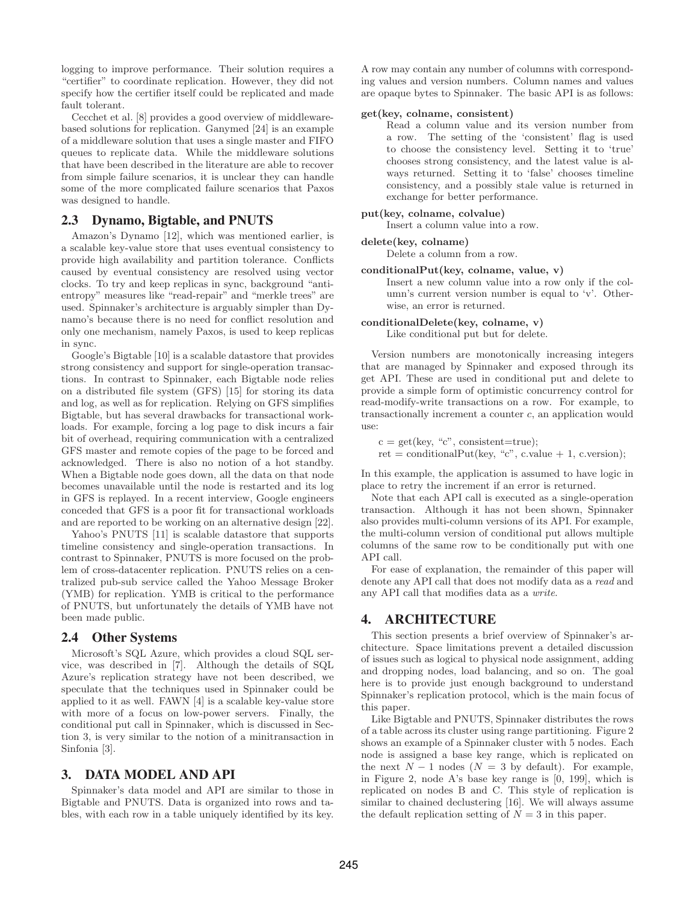logging to improve performance. Their solution requires a "certifier" to coordinate replication. However, they did not specify how the certifier itself could be replicated and made fault tolerant.

Cecchet et al. [8] provides a good overview of middleware-based solutions for replication. Ganymed [24] is an example of a middleware solution that uses a single master and FIFO queues to replicate data. While the middleware solutions that have been described in the literature are able to recover from simple failure scenarios, it is unclear they can handle some of the more complicated failure scenarios that Paxos was designed to handle.

## 2.3 Dynamo, Bigtable, and PNUTS

Amazon's Dynamo [12], which was mentioned earlier, is a scalable key-value store that uses eventual consistency to provide high availability and partition tolerance. Conflicts caused by eventual consistency are resolved using vector clocks. To try and keep replicas in sync, background "anti-entropy" measures like "read-repair" and "merkle trees" are used. Spinnaker's architecture is arguably simpler than Dynamo's because there is no need for conflict resolution and only one mechanism, namely Paxos, is used to keep replicas in sync.

Google's Bigtable [10] is a scalable datastore that provides strong consistency and support for single-operation transactions. In contrast to Spinnaker, each Bigtable node relies on a distributed file system (GFS) [15] for storing its data and log, as well as for replication. Relying on GFS simplifies Bigtable, but has several drawbacks for transactional workloads. For example, forcing a log page to disk incurs a fair bit of overhead, requiring communication with a centralized GFS master and remote copies of the page to be forced and acknowledged. There is also no notion of a hot standby. When a Bigtable node goes down, all the data on that node becomes unavailable until the node is restarted and its log in GFS is replayed. In a recent interview, Google engineers conceded that GFS is a poor fit for transactional workloads and are reported to be working on an alternative design [22].

Yahoo's PNUTS [11] is scalable datastore that supports timeline consistency and single-operation transactions. In contrast to Spinnaker, PNUTS is more focused on the problem of cross-datacenter replication. PNUTS relies on a centralized pub-sub service called the Yahoo Message Broker (YMB) for replication. YMB is critical to the performance of PNUTS, but unfortunately the details of YMB have not been made public.

## 2.4 Other Systems

Microsoft's SQL Azure, which provides a cloud SQL service, was described in [7]. Although the details of SQL Azure's replication strategy have not been described, we speculate that the techniques used in Spinnaker could be applied to it as well. FAWN [4] is a scalable key-value store with more of a focus on low-power servers. Finally, the conditional put call in Spinnaker, which is discussed in Section 3, is very similar to the notion of a minitransaction in Sinfonia [3].

# 3. DATA MODEL AND API

Spinnaker's data model and API are similar to those in Bigtable and PNUTS. Data is organized into rows and tables, with each row in a table uniquely identified by its key. A row may contain any number of columns with corresponding values and version numbers. Column names and values are opaque bytes to Spinnaker. The basic API is as follows:

**get(key, colname, consistent)**
: Read a column value and its version number from a row. The setting of the 'consistent' flag is used to choose the consistency level. Setting it to 'true' chooses strong consistency, and the latest value is always returned. Setting it to 'false' chooses timeline consistency, and a possibly stale value is returned in exchange for better performance.

**put(key, colname, colvalue)**
: Insert a column value into a row.

**delete(key, colname)**
: Delete a column from a row.

**conditionalPut(key, colname, value, v)**
: Insert a new column value into a row only if the column's current version number is equal to 'v'. Otherwise, an error is returned.

**conditionalDelete(key, colname, v)**
: Like conditional put but for delete.

Version numbers are monotonically increasing integers that are managed by Spinnaker and exposed through its get API. These are used in conditional put and delete to provide a simple form of optimistic concurrency control for read-modify-write transactions on a row. For example, to transactionally increment a counter *c*, an application would use:

```
c = get(key, "c", consistent=true);
ret = conditionalPut(key, "c", c.value + 1, c.version);
```

In this example, the application is assumed to have logic in place to retry the increment if an error is returned.

Note that each API call is executed as a single-operation transaction. Although it has not been shown, Spinnaker also provides multi-column versions of its API. For example, the multi-column version of conditional put allows multiple columns of the same row to be conditionally put with one API call.

For ease of explanation, the remainder of this paper will denote any API call that does not modify data as a *read* and any API call that modifies data as a *write*.

# 4. ARCHITECTURE

This section presents a brief overview of Spinnaker's architecture. Space limitations prevent a detailed discussion of issues such as logical to physical node assignment, adding and dropping nodes, load balancing, and so on. The goal here is to provide just enough background to understand Spinnaker's replication protocol, which is the main focus of this paper.

Like Bigtable and PNUTS, Spinnaker distributes the rows of a table across its cluster using range partitioning. Figure 2 shows an example of a Spinnaker cluster with 5 nodes. Each node is assigned a base key range, which is replicated on the next $N-1$ nodes ($N = 3$ by default). For example, in Figure 2, node A's base key range is [0, 199], which is replicated on nodes B and C. This style of replication is similar to chained declustering [16]. We will always assume the default replication setting of $N = 3$ in this paper.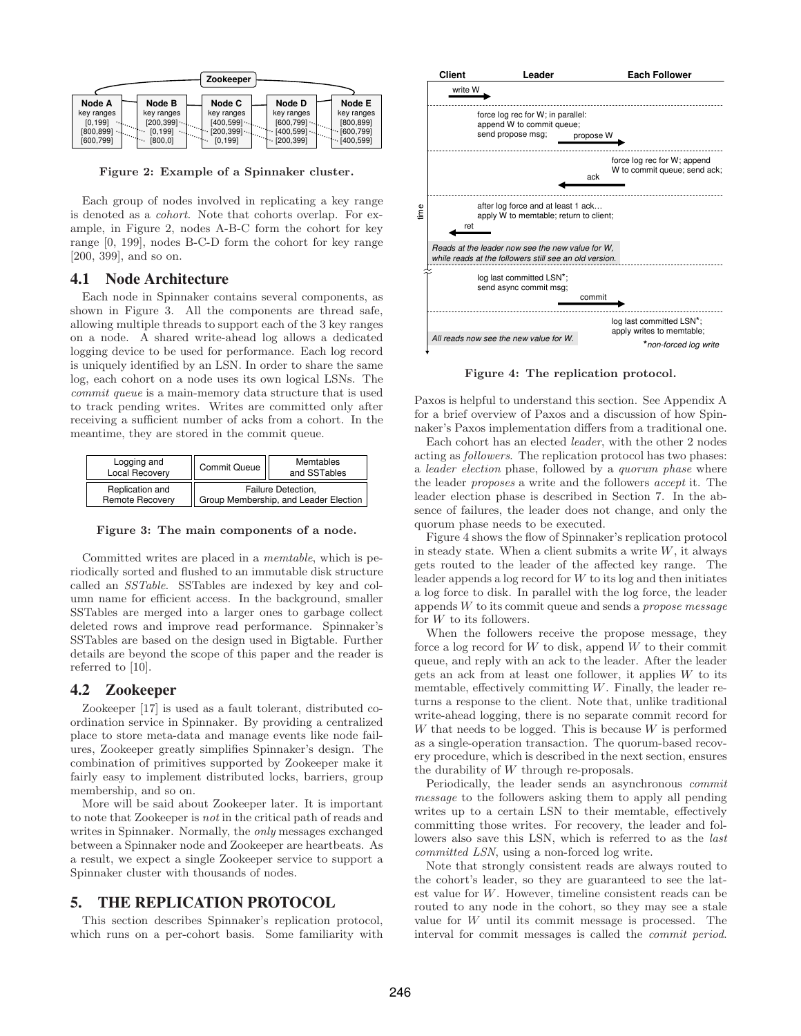Figure 2: Example of a Spinnaker cluster.

Each group of nodes involved in replicating a key range is denoted as a *cohort*. Note that cohorts overlap. For example, in Figure 2, nodes A-B-C form the cohort for key range [0, 199], nodes B-C-D form the cohort for key range [200, 399], and so on.

## 4.1 Node Architecture

Each node in Spinnaker contains several components, as shown in Figure 3. All the components are thread safe, allowing multiple threads to support each of the 3 key ranges on a node. A shared write-ahead log allows a dedicated logging device to be used for performance. Each log record is uniquely identified by an LSN. In order to share the same log, each cohort on a node uses its own logical LSNs. The *commit queue* is a main-memory data structure that is used to track pending writes. Writes are committed only after receiving a sufficient number of acks from a cohort. In the meantime, they are stored in the commit queue.

Figure 3: The main components of a node.

Committed writes are placed in a *memtable*, which is periodically sorted and flushed to an immutable disk structure called an *SSTable*. SSTables are indexed by key and column name for efficient access. In the background, smaller SSTables are merged into a larger ones to garbage collect deleted rows and improve read performance. Spinnaker's SSTables are based on the design used in Bigtable. Further details are beyond the scope of this paper and the reader is referred to [10].

## 4.2 Zookeeper

Zookeeper [17] is used as a fault tolerant, distributed coordination service in Spinnaker. By providing a centralized place to store meta-data and manage events like node failures, Zookeeper greatly simplifies Spinnaker's design. The combination of primitives supported by Zookeeper make it fairly easy to implement distributed locks, barriers, group membership, and so on.

More will be said about Zookeeper later. It is important to note that Zookeeper is *not* in the critical path of reads and writes in Spinnaker. Normally, the *only* messages exchanged between a Spinnaker node and Zookeeper are heartbeats. As a result, we expect a single Zookeeper service to support a Spinnaker cluster with thousands of nodes.

# 5. THE REPLICATION PROTOCOL

This section describes Spinnaker's replication protocol, which runs on a per-cohort basis. Some familiarity with Paxos is helpful to understand this section. See Appendix A for a brief overview of Paxos and a discussion of how Spinnaker's Paxos implementation differs from a traditional one.

Figure 4: The replication protocol.

Each cohort has an elected *leader*, with the other 2 nodes acting as *followers*. The replication protocol has two phases: a *leader election* phase, followed by a *quorum phase* where the leader *proposes* a write and the followers *accept* it. The leader election phase is described in Section 7. In the absence of failures, the leader does not change, and only the quorum phase needs to be executed.

Figure 4 shows the flow of Spinnaker's replication protocol in steady state. When a client submits a write $W$, it always gets routed to the leader of the affected key range. The leader appends a log record for $W$ to its log and then initiates a log force to disk. In parallel with the log force, the leader appends $W$ to its commit queue and sends a *propose message* for $W$ to its followers.

When the followers receive the propose message, they force a log record for $W$ to disk, append $W$ to their commit queue, and reply with an ack to the leader. After the leader gets an ack from at least one follower, it applies $W$ to its memtable, effectively committing $W$. Finally, the leader returns a response to the client. Note that, unlike traditional write-ahead logging, there is no separate commit record for $W$ that needs to be logged. This is because $W$ is performed as a single-operation transaction. The quorum-based recovery procedure, which is described in the next section, ensures the durability of $W$ through re-proposals.

Periodically, the leader sends an asynchronous *commit message* to the followers asking them to apply all pending writes up to a certain LSN to their memtable, effectively committing those writes. For recovery, the leader and followers also save this LSN, which is referred to as the *last committed LSN*, using a non-forced log write.

Note that strongly consistent reads are always routed to the cohort's leader, so they are guaranteed to see the latest value for $W$. However, timeline consistent reads can be routed to any node in the cohort, so they may see a stale value for $W$ until its commit message is processed. The interval for commit messages is called the *commit period*.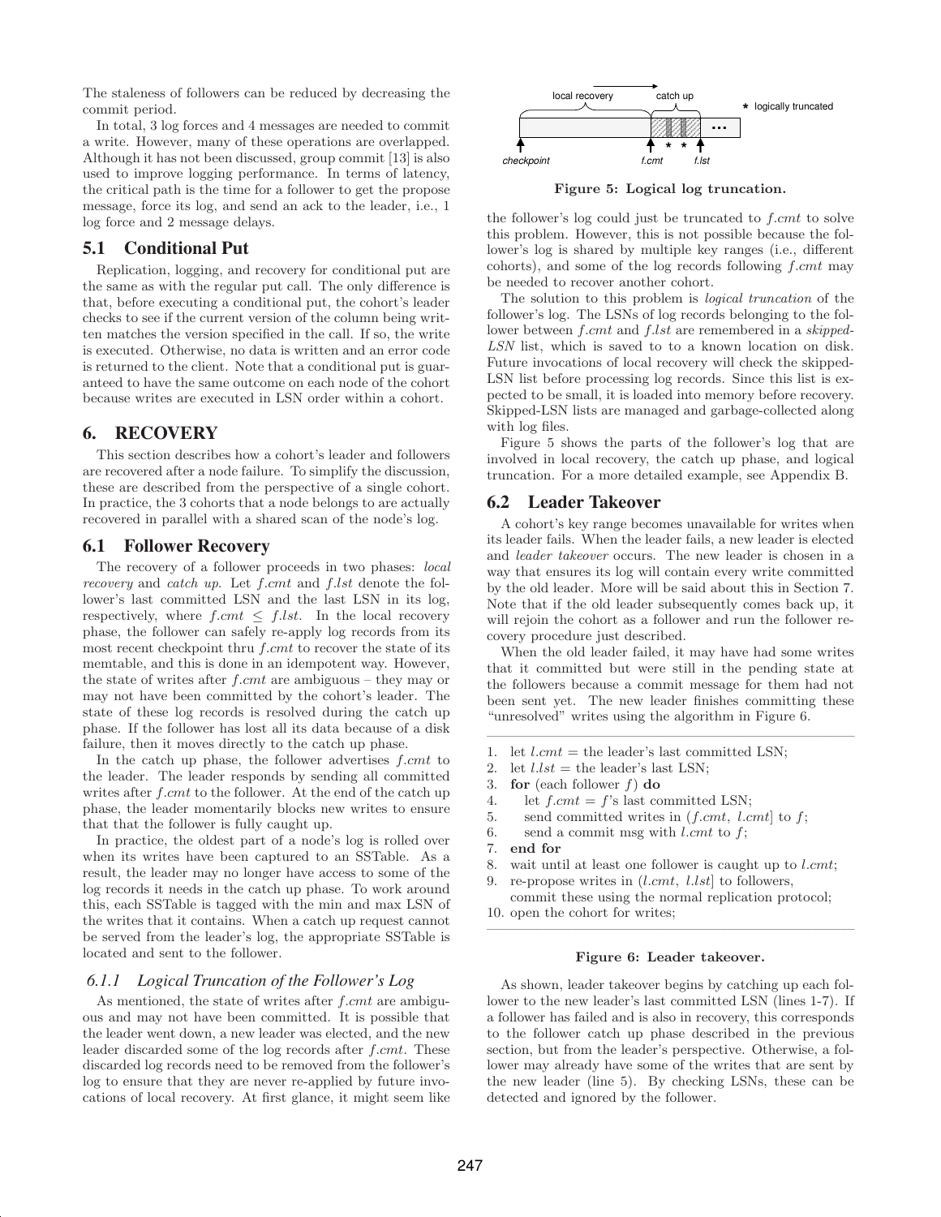The staleness of followers can be reduced by decreasing the commit period.

In total, 3 log forces and 4 messages are needed to commit a write. However, many of these operations are overlapped. Although it has not been discussed, group commit [13] is also used to improve logging performance. In terms of latency, the critical path is the time for a follower to get the propose message, force its log, and send an ack to the leader, i.e., 1 log force and 2 message delays.

## 5.1 Conditional Put

Replication, logging, and recovery for conditional put are the same as with the regular put call. The only difference is that, before executing a conditional put, the cohort's leader checks to see if the current version of the column being written matches the version specified in the call. If so, the write is executed. Otherwise, no data is written and an error code is returned to the client. Note that a conditional put is guaranteed to have the same outcome on each node of the cohort because writes are executed in LSN order within a cohort.

# 6. RECOVERY

This section describes how a cohort's leader and followers are recovered after a node failure. To simplify the discussion, these are described from the perspective of a single cohort. In practice, the 3 cohorts that a node belongs to are actually recovered in parallel with a shared scan of the node's log.

## 6.1 Follower Recovery

The recovery of a follower proceeds in two phases: *local recovery* and *catch up*. Let *f.cmt* and *f.lst* denote the follower's last committed LSN and the last LSN in its log, respectively, where $f.cmt \leq f.lst$. In the local recovery phase, the follower can safely re-apply log records from its most recent checkpoint thru *f.cmt* to recover the state of its memtable, and this is done in an idempotent way. However, the state of writes after *f.cmt* are ambiguous – they may or may not have been committed by the cohort's leader. The state of these log records is resolved during the catch up phase. If the follower has lost all its data because of a disk failure, then it moves directly to the catch up phase.

In the catch up phase, the follower advertises *f.cmt* to the leader. The leader responds by sending all committed writes after *f.cmt* to the follower. At the end of the catch up phase, the leader momentarily blocks new writes to ensure that that the follower is fully caught up.

In practice, the oldest part of a node's log is rolled over when its writes have been captured to an SSTable. As a result, the leader may no longer have access to some of the log records it needs in the catch up phase. To work around this, each SSTable is tagged with the min and max LSN of the writes that it contains. When a catch up request cannot be served from the leader's log, the appropriate SSTable is located and sent to the follower.

### 6.1.1 Logical Truncation of the Follower's Log

As mentioned, the state of writes after *f.cmt* are ambiguous and may not have been committed. It is possible that the leader went down, a new leader was elected, and the new leader discarded some of the log records after *f.cmt*. These discarded log records need to be removed from the follower's log to ensure that they are never re-applied by future invocations of local recovery. At first glance, it might seem like the follower's log could just be truncated to *f.cmt* to solve this problem. However, this is not possible because the follower's log is shared by multiple key ranges (i.e., different cohorts), and some of the log records following *f.cmt* may be needed to recover another cohort.

**Figure 5: Logical log truncation.**

The solution to this problem is *logical truncation* of the follower's log. The LSNs of log records belonging to the follower between *f.cmt* and *f.lst* are remembered in a *skipped-LSN* list, which is saved to to a known location on disk. Future invocations of local recovery will check the skipped-LSN list before processing log records. Since this list is expected to be small, it is loaded into memory before recovery. Skipped-LSN lists are managed and garbage-collected along with log files.

Figure 5 shows the parts of the follower's log that are involved in local recovery, the catch up phase, and logical truncation. For a more detailed example, see Appendix B.

## 6.2 Leader Takeover

A cohort's key range becomes unavailable for writes when its leader fails. When the leader fails, a new leader is elected and *leader takeover* occurs. The new leader is chosen in a way that ensures its log will contain every write committed by the old leader. More will be said about this in Section 7. Note that if the old leader subsequently comes back up, it will rejoin the cohort as a follower and run the follower recovery procedure just described.

When the old leader failed, it may have had some writes that it committed but were still in the pending state at the followers because a commit message for them had not been sent yet. The new leader finishes committing these "unresolved" writes using the algorithm in Figure 6.

```
1.  let l.cmt = the leader's last committed LSN;
2.  let l.lst = the leader's last LSN;
3.  for (each follower f) do
4.     let f.cmt = f's last committed LSN;
5.     send committed writes in (f.cmt, l.cmt] to f;
6.     send a commit msg with l.cmt to f;
7.  end for
8.  wait until at least one follower is caught up to l.cmt;
9.  re-propose writes in (l.cmt, l.lst] to followers,
    commit these using the normal replication protocol;
10. open the cohort for writes;
```

**Figure 6: Leader takeover.**

As shown, leader takeover begins by catching up each follower to the new leader's last committed LSN (lines 1-7). If a follower has failed and is also in recovery, this corresponds to the follower catch up phase described in the previous section, but from the leader's perspective. Otherwise, a follower may already have some of the writes that are sent by the new leader (line 5). By checking LSNs, these can be detected and ignored by the follower.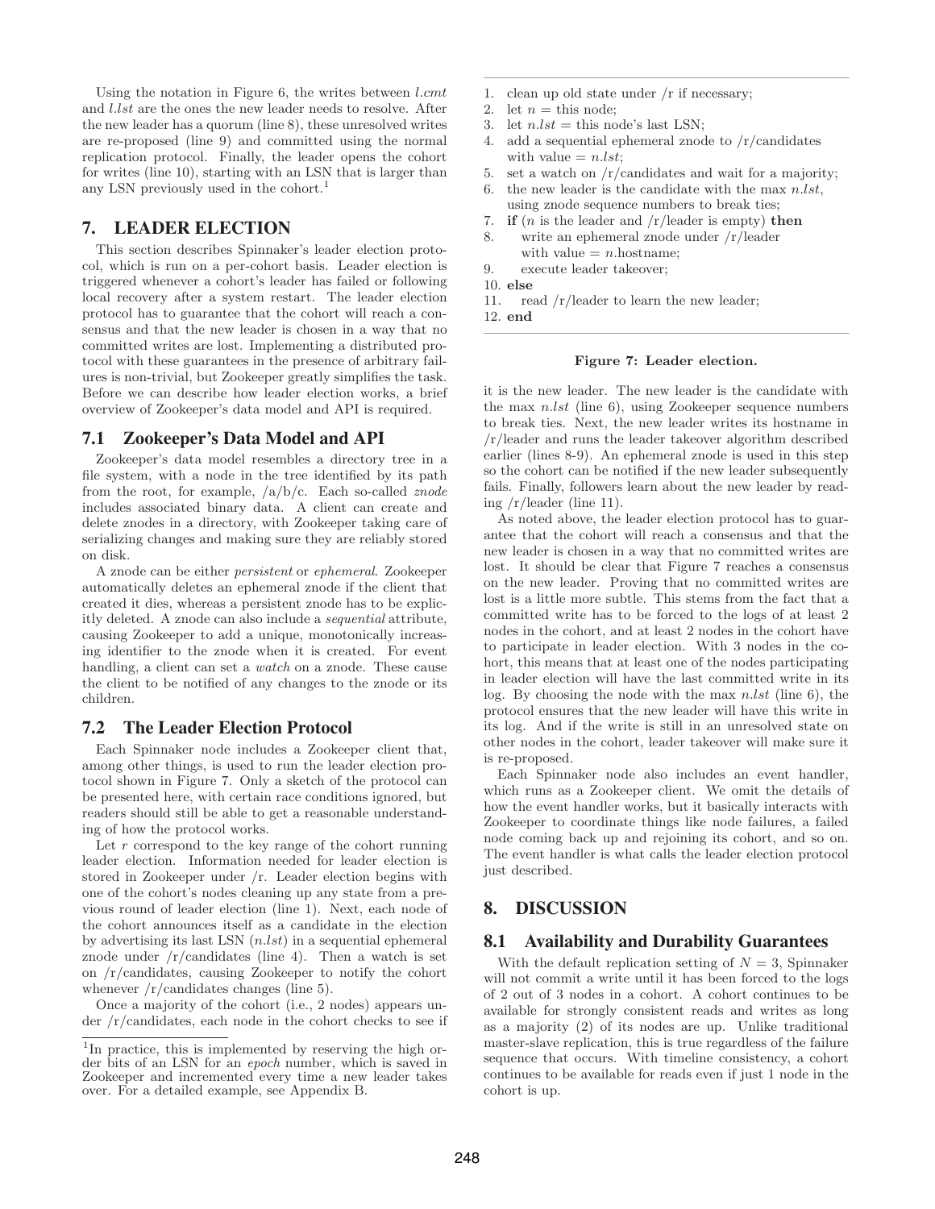Using the notation in Figure 6, the writes between *l.cmt* and *l.lst* are the ones the new leader needs to resolve. After the new leader has a quorum (line 8), these unresolved writes are re-proposed (line 9) and committed using the normal replication protocol. Finally, the leader opens the cohort for writes (line 10), starting with an LSN that is larger than any LSN previously used in the cohort.[1]

## 7. LEADER ELECTION

This section describes Spinnaker's leader election protocol, which is run on a per-cohort basis. Leader election is triggered whenever a cohort's leader has failed or following local recovery after a system restart. The leader election protocol has to guarantee that the cohort will reach a consensus and that the new leader is chosen in a way that no committed writes are lost. Implementing a distributed protocol with these guarantees in the presence of arbitrary failures is non-trivial, but Zookeeper greatly simplifies the task. Before we can describe how leader election works, a brief overview of Zookeeper's data model and API is required.

### 7.1 Zookeeper's Data Model and API

Zookeeper's data model resembles a directory tree in a file system, with a node in the tree identified by its path from the root, for example, /a/b/c. Each so-called *znode* includes associated binary data. A client can create and delete znodes in a directory, with Zookeeper taking care of serializing changes and making sure they are reliably stored on disk.

A znode can be either *persistent* or *ephemeral*. Zookeeper automatically deletes an ephemeral znode if the client that created it dies, whereas a persistent znode has to be explicitly deleted. A znode can also include a *sequential* attribute, causing Zookeeper to add a unique, monotonically increasing identifier to the znode when it is created. For event handling, a client can set a *watch* on a znode. These cause the client to be notified of any changes to the znode or its children.

### 7.2 The Leader Election Protocol

Each Spinnaker node includes a Zookeeper client that, among other things, is used to run the leader election protocol shown in Figure 7. Only a sketch of the protocol can be presented here, with certain race conditions ignored, but readers should still be able to get a reasonable understanding of how the protocol works.

Let $r$ correspond to the key range of the cohort running leader election. Information needed for leader election is stored in Zookeeper under /r. Leader election begins with one of the cohort's nodes cleaning up any state from a previous round of leader election (line 1). Next, each node of the cohort announces itself as a candidate in the election by advertising its last LSN (*n.lst*) in a sequential ephemeral znode under /r/candidates (line 4). Then a watch is set on /r/candidates, causing Zookeeper to notify the cohort whenever /r/candidates changes (line 5).

Once a majority of the cohort (i.e., 2 nodes) appears under /r/candidates, each node in the cohort checks to see if it is the new leader. The new leader is the candidate with the max *n.lst* (line 6), using Zookeeper sequence numbers to break ties. Next, the new leader writes its hostname in /r/leader and runs the leader takeover algorithm described earlier (lines 8-9). An ephemeral znode is used in this step so the cohort can be notified if the new leader subsequently fails. Finally, followers learn about the new leader by reading /r/leader (line 11).

```
1.  clean up old state under /r if necessary;
2.  let n = this node;
3.  let n.lst = this node's last LSN;
4.  add a sequential ephemeral znode to /r/candidates
    with value = n.lst;
5.  set a watch on /r/candidates and wait for a majority;
6.  the new leader is the candidate with the max n.lst,
    using znode sequence numbers to break ties;
7.  if (n is the leader and /r/leader is empty) then
8.     write an ephemeral znode under /r/leader
       with value = n.hostname;
9.     execute leader takeover;
10. else
11.    read /r/leader to learn the new leader;
12. end
```

**Figure 7: Leader election.**

As noted above, the leader election protocol has to guarantee that the cohort will reach a consensus and that the new leader is chosen in a way that no committed writes are lost. It should be clear that Figure 7 reaches a consensus on the new leader. Proving that no committed writes are lost is a little more subtle. This stems from the fact that a committed write has to be forced to the logs of at least 2 nodes in the cohort, and at least 2 nodes in the cohort have to participate in leader election. With 3 nodes in the cohort, this means that at least one of the nodes participating in leader election will have the last committed write in its log. By choosing the node with the max *n.lst* (line 6), the protocol ensures that the new leader will have this write in its log. And if the write is still in an unresolved state on other nodes in the cohort, leader takeover will make sure it is re-proposed.

Each Spinnaker node also includes an event handler, which runs as a Zookeeper client. We omit the details of how the event handler works, but it basically interacts with Zookeeper to coordinate things like node failures, a failed node coming back up and rejoining its cohort, and so on. The event handler is what calls the leader election protocol just described.

## 8. DISCUSSION

### 8.1 Availability and Durability Guarantees

With the default replication setting of $N = 3$, Spinnaker will not commit a write until it has been forced to the logs of 2 out of 3 nodes in a cohort. A cohort continues to be available for strongly consistent reads and writes as long as a majority (2) of its nodes are up. Unlike traditional master-slave replication, this is true regardless of the failure sequence that occurs. With timeline consistency, a cohort continues to be available for reads even if just 1 node in the cohort is up.

[1]In practice, this is implemented by reserving the high order bits of an LSN for an *epoch* number, which is saved in Zookeeper and incremented every time a new leader takes over. For a detailed example, see Appendix B.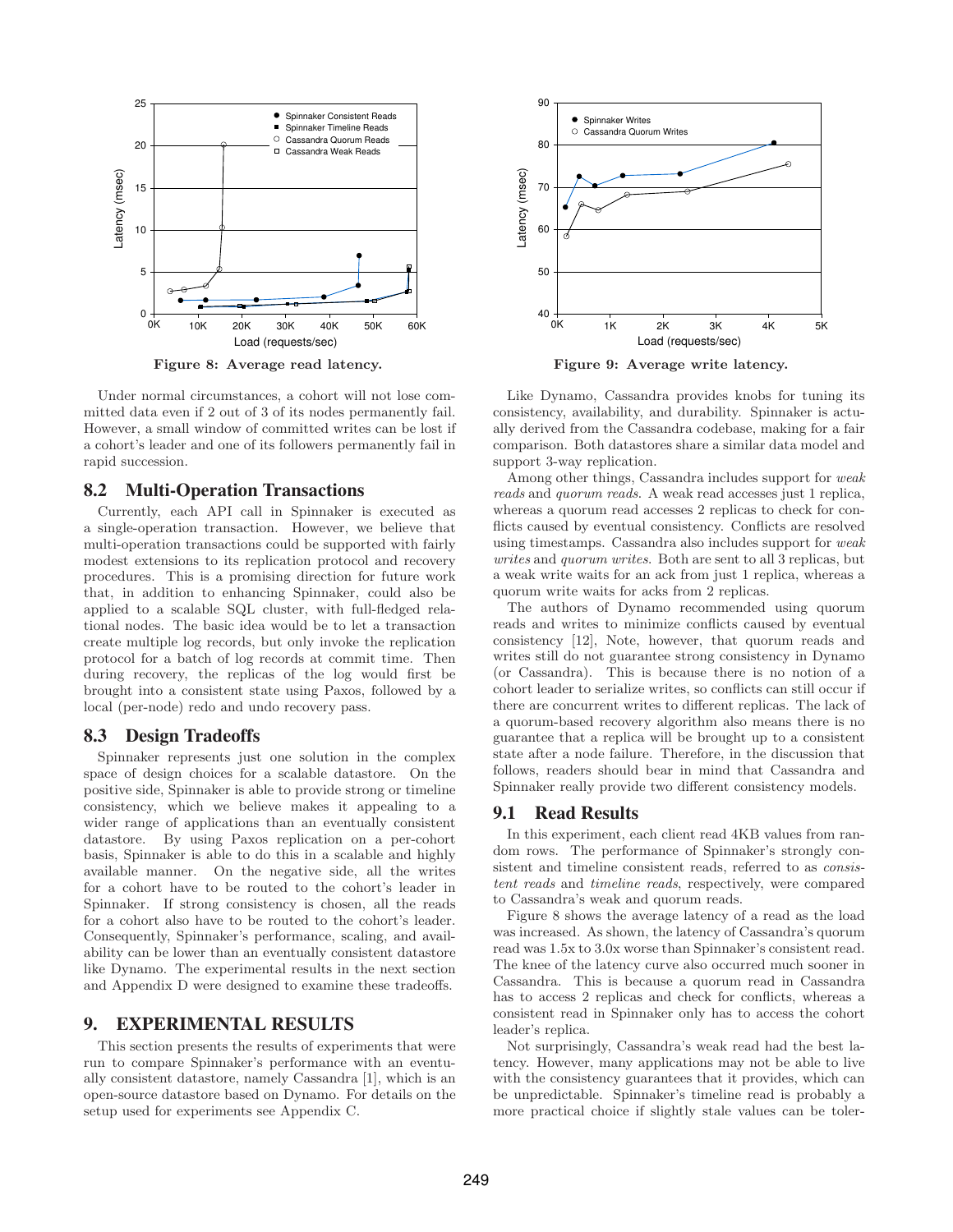25
20
15
10
5
0
Latency (msec)
0K 10K 20K 30K 40K 50K 60K
Load (requests/sec)
Spinnaker Consistent Reads
Spinnaker Timeline Reads
Cassandra Quorum Reads
Cassandra Weak Reads

**Figure 8: Average read latency.**

90
80
70
60
50
40
Latency (msec)
0K 1K 2K 3K 4K 5K
Load (requests/sec)
Spinnaker Writes
Cassandra Quorum Writes

**Figure 9: Average write latency.**

Under normal circumstances, a cohort will not lose committed data even if 2 out of 3 of its nodes permanently fail. However, a small window of committed writes can be lost if a cohort's leader and one of its followers permanently fail in rapid succession.

## 8.2 Multi-Operation Transactions

Currently, each API call in Spinnaker is executed as a single-operation transaction. However, we believe that multi-operation transactions could be supported with fairly modest extensions to its replication protocol and recovery procedures. This is a promising direction for future work that, in addition to enhancing Spinnaker, could also be applied to a scalable SQL cluster, with full-fledged relational nodes. The basic idea would be to let a transaction create multiple log records, but only invoke the replication protocol for a batch of log records at commit time. Then during recovery, the replicas of the log would first be brought into a consistent state using Paxos, followed by a local (per-node) redo and undo recovery pass.

## 8.3 Design Tradeoffs

Spinnaker represents just one solution in the complex space of design choices for a scalable datastore. On the positive side, Spinnaker is able to provide strong or timeline consistency, which we believe makes it appealing to a wider range of applications than an eventually consistent datastore. By using Paxos replication on a per-cohort basis, Spinnaker is able to do this in a scalable and highly available manner. On the negative side, all the writes for a cohort have to be routed to the cohort's leader in Spinnaker. If strong consistency is chosen, all the reads for a cohort also have to be routed to the cohort's leader. Consequently, Spinnaker's performance, scaling, and availability can be lower than an eventually consistent datastore like Dynamo. The experimental results in the next section and Appendix D were designed to examine these tradeoffs.

# 9. EXPERIMENTAL RESULTS

This section presents the results of experiments that were run to compare Spinnaker's performance with an eventually consistent datastore, namely Cassandra [1], which is an open-source datastore based on Dynamo. For details on the setup used for experiments see Appendix C.

Like Dynamo, Cassandra provides knobs for tuning its consistency, availability, and durability. Spinnaker is actually derived from the Cassandra codebase, making for a fair comparison. Both datastores share a similar data model and support 3-way replication.

Among other things, Cassandra includes support for *weak reads* and *quorum reads*. A weak read accesses just 1 replica, whereas a quorum read accesses 2 replicas to check for conflicts caused by eventual consistency. Conflicts are resolved using timestamps. Cassandra also includes support for *weak writes* and *quorum writes*. Both are sent to all 3 replicas, but a weak write waits for an ack from just 1 replica, whereas a quorum write waits for acks from 2 replicas.

The authors of Dynamo recommended using quorum reads and writes to minimize conflicts caused by eventual consistency [12], Note, however, that quorum reads and writes still do not guarantee strong consistency in Dynamo (or Cassandra). This is because there is no notion of a cohort leader to serialize writes, so conflicts can still occur if there are concurrent writes to different replicas. The lack of a quorum-based recovery algorithm also means there is no guarantee that a replica will be brought up to a consistent state after a node failure. Therefore, in the discussion that follows, readers should bear in mind that Cassandra and Spinnaker really provide two different consistency models.

## 9.1 Read Results

In this experiment, each client read 4KB values from random rows. The performance of Spinnaker's strongly consistent and timeline consistent reads, referred to as *consistent reads* and *timeline reads*, respectively, were compared to Cassandra's weak and quorum reads.

Figure 8 shows the average latency of a read as the load was increased. As shown, the latency of Cassandra's quorum read was 1.5x to 3.0x worse than Spinnaker's consistent read. The knee of the latency curve also occurred much sooner in Cassandra. This is because a quorum read in Cassandra has to access 2 replicas and check for conflicts, whereas a consistent read in Spinnaker only has to access the cohort leader's replica.

Not surprisingly, Cassandra's weak read had the best latency. However, many applications may not be able to live with the consistency guarantees that it provides, which can be unpredictable. Spinnaker's timeline read is probably a more practical choice if slightly stale values can be toler-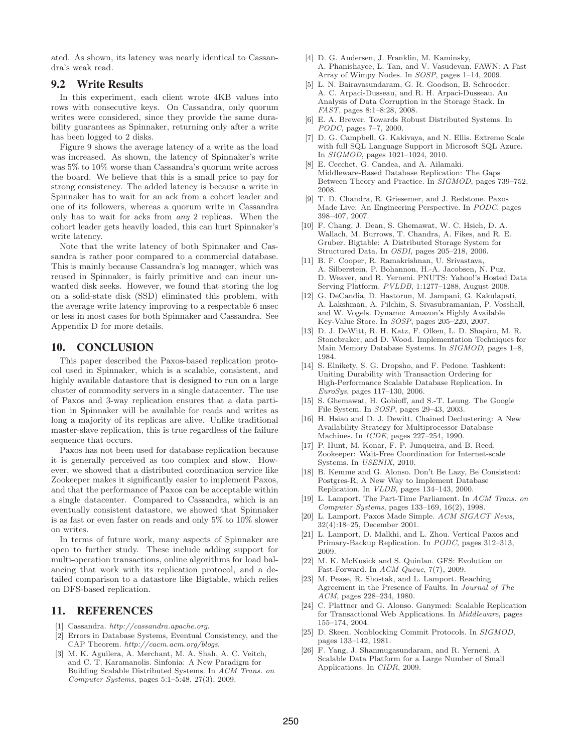ated. As shown, its latency was nearly identical to Cassandra's weak read.

## 9.2 Write Results

In this experiment, each client wrote 4KB values into rows with consecutive keys. On Cassandra, only quorum writes were considered, since they provide the same durability guarantees as Spinnaker, returning only after a write has been logged to 2 disks.

Figure 9 shows the average latency of a write as the load was increased. As shown, the latency of Spinnaker's write was 5% to 10% worse than Cassandra's quorum write across the board. We believe that this is a small price to pay for strong consistency. The added latency is because a write in Spinnaker has to wait for an ack from a cohort leader and one of its followers, whereas a quorum write in Cassandra only has to wait for acks from *any* 2 replicas. When the cohort leader gets heavily loaded, this can hurt Spinnaker's write latency.

Note that the write latency of both Spinnaker and Cassandra is rather poor compared to a commercial database. This is mainly because Cassandra's log manager, which was reused in Spinnaker, is fairly primitive and can incur unwanted disk seeks. However, we found that storing the log on a solid-state disk (SSD) eliminated this problem, with the average write latency improving to a respectable 6 msec or less in most cases for both Spinnaker and Cassandra. See Appendix D for more details.

# 10. CONCLUSION

This paper described the Paxos-based replication protocol used in Spinnaker, which is a scalable, consistent, and highly available datastore that is designed to run on a large cluster of commodity servers in a single datacenter. The use of Paxos and 3-way replication ensures that a data partition in Spinnaker will be available for reads and writes as long a majority of its replicas are alive. Unlike traditional master-slave replication, this is true regardless of the failure sequence that occurs.

Paxos has not been used for database replication because it is generally perceived as too complex and slow. However, we showed that a distributed coordination service like Zookeeper makes it significantly easier to implement Paxos, and that the performance of Paxos can be acceptable within a single datacenter. Compared to Cassandra, which is an eventually consistent datastore, we showed that Spinnaker is as fast or even faster on reads and only 5% to 10% slower on writes.

In terms of future work, many aspects of Spinnaker are open to further study. These include adding support for multi-operation transactions, online algorithms for load balancing that work with its replication protocol, and a detailed comparison to a datastore like Bigtable, which relies on DFS-based replication.

# 11. REFERENCES

[1] Cassandra. *http://cassandra.apache.org*.

[2] Errors in Database Systems, Eventual Consistency, and the CAP Theorem. *http://cacm.acm.org/blogs*.

[3] M. K. Aguilera, A. Merchant, M. A. Shah, A. C. Veitch, and C. T. Karamanolis. Sinfonia: A New Paradigm for Building Scalable Distributed Systems. In *ACM Trans. on Computer Systems*, pages 5:1–5:48, 27(3), 2009.

[4] D. G. Andersen, J. Franklin, M. Kaminsky, A. Phanishayee, L. Tan, and V. Vasudevan. FAWN: A Fast Array of Wimpy Nodes. In *SOSP*, pages 1–14, 2009.

[5] L. N. Bairavasundaram, G. R. Goodson, B. Schroeder, A. C. Arpaci-Dusseau, and R. H. Arpaci-Dusseau. An Analysis of Data Corruption in the Storage Stack. In *FAST*, pages 8:1–8:28, 2008.

[6] E. A. Brewer. Towards Robust Distributed Systems. In *PODC*, pages 7–7, 2000.

[7] D. G. Campbell, G. Kakivaya, and N. Ellis. Extreme Scale with full SQL Language Support in Microsoft SQL Azure. In *SIGMOD*, pages 1021–1024, 2010.

[8] E. Cecchet, G. Candea, and A. Ailamaki. Middleware-Based Database Replication: The Gaps Between Theory and Practice. In *SIGMOD*, pages 739–752, 2008.

[9] T. D. Chandra, R. Griesemer, and J. Redstone. Paxos Made Live: An Engineering Perspective. In *PODC*, pages 398–407, 2007.

[10] F. Chang, J. Dean, S. Ghemawat, W. C. Hsieh, D. A. Wallach, M. Burrows, T. Chandra, A. Fikes, and R. E. Gruber. Bigtable: A Distributed Storage System for Structured Data. In *OSDI*, pages 205–218, 2006.

[11] B. F. Cooper, R. Ramakrishnan, U. Srivastava, A. Silberstein, P. Bohannon, H.-A. Jacobsen, N. Puz, D. Weaver, and R. Yerneni. PNUTS: Yahoo!'s Hosted Data Serving Platform. *PVLDB*, 1:1277–1288, August 2008.

[12] G. DeCandia, D. Hastorun, M. Jampani, G. Kakulapati, A. Lakshman, A. Pilchin, S. Sivasubramanian, P. Vosshall, and W. Vogels. Dynamo: Amazon's Highly Available Key-Value Store. In *SOSP*, pages 205–220, 2007.

[13] D. J. DeWitt, R. H. Katz, F. Olken, L. D. Shapiro, M. R. Stonebraker, and D. Wood. Implementation Techniques for Main Memory Database Systems. In *SIGMOD*, pages 1–8, 1984.

[14] S. Elnikety, S. G. Dropsho, and F. Pedone. Tashkent: Uniting Durability with Transaction Ordering for High-Performance Scalable Database Replication. In *EuroSys*, pages 117–130, 2006.

[15] S. Ghemawat, H. Gobioff, and S.-T. Leung. The Google File System. In *SOSP*, pages 29–43, 2003.

[16] H. Hsiao and D. J. Dewitt. Chained Declustering: A New Availability Strategy for Multiprocessor Database Machines. In *ICDE*, pages 227–254, 1990.

[17] P. Hunt, M. Konar, F. P. Junqueira, and B. Reed. Zookeeper: Wait-Free Coordination for Internet-scale Systems. In *USENIX*, 2010.

[18] B. Kemme and G. Alonso. Don't Be Lazy, Be Consistent: Postgres-R, A New Way to Implement Database Replication. In *VLDB*, pages 134–143, 2000.

[19] L. Lamport. The Part-Time Parliament. In *ACM Trans. on Computer Systems*, pages 133–169, 16(2), 1998.

[20] L. Lamport. Paxos Made Simple. *ACM SIGACT News*, 32(4):18–25, December 2001.

[21] L. Lamport, D. Malkhi, and L. Zhou. Vertical Paxos and Primary-Backup Replication. In *PODC*, pages 312–313, 2009.

[22] M. K. McKusick and S. Quinlan. GFS: Evolution on Fast-Forward. In *ACM Queue*, 7(7), 2009.

[23] M. Pease, R. Shostak, and L. Lamport. Reaching Agreement in the Presence of Faults. In *Journal of The ACM*, pages 228–234, 1980.

[24] C. Plattner and G. Alonso. Ganymed: Scalable Replication for Transactional Web Applications. In *Middleware*, pages 155–174, 2004.

[25] D. Skeen. Nonblocking Commit Protocols. In *SIGMOD*, pages 133–142, 1981.

[26] F. Yang, J. Shanmugasundaram, and R. Yerneni. A Scalable Data Platform for a Large Number of Small Applications. In *CIDR*, 2009.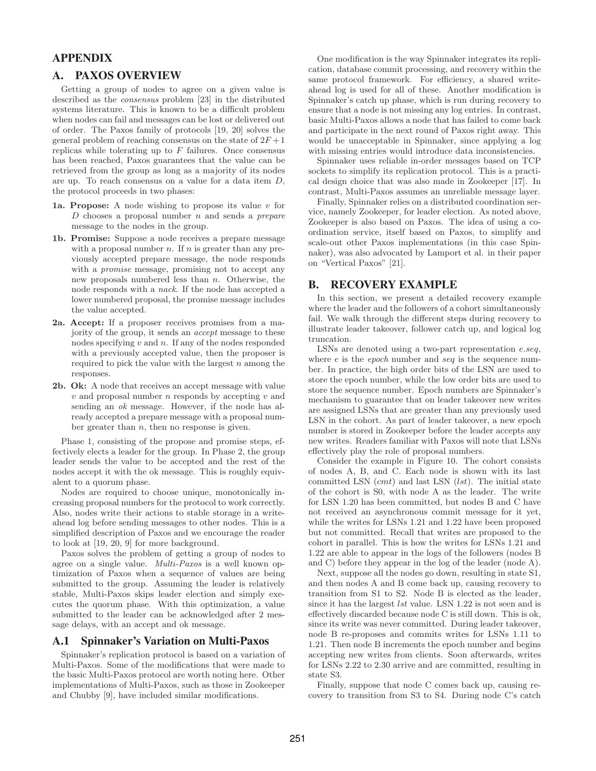# APPENDIX

## A. PAXOS OVERVIEW

Getting a group of nodes to agree on a given value is described as the *consensus* problem [23] in the distributed systems literature. This is known to be a difficult problem when nodes can fail and messages can be lost or delivered out of order. The Paxos family of protocols [19, 20] solves the general problem of reaching consensus on the state of $2F+1$ replicas while tolerating up to $F$ failures. Once consensus has been reached, Paxos guarantees that the value can be retrieved from the group as long as a majority of its nodes are up. To reach consensus on a value for a data item $D$, the protocol proceeds in two phases:

- **1a. Propose:** A node wishing to propose its value $v$ for $D$ chooses a proposal number $n$ and sends a *prepare* message to the nodes in the group.
- **1b. Promise:** Suppose a node receives a prepare message with a proposal number $n$. If $n$ is greater than any previously accepted prepare message, the node responds with a *promise* message, promising not to accept any new proposals numbered less than $n$. Otherwise, the node responds with a *nack*. If the node has accepted a lower numbered proposal, the promise message includes the value accepted.
- **2a. Accept:** If a proposer receives promises from a majority of the group, it sends an *accept* message to these nodes specifying $v$ and $n$. If any of the nodes responded with a previously accepted value, then the proposer is required to pick the value with the largest $n$ among the responses.
- **2b. Ok:** A node that receives an accept message with value $v$ and proposal number $n$ responds by accepting $v$ and sending an *ok* message. However, if the node has already accepted a prepare message with a proposal number greater than $n$, then no response is given.

Phase 1, consisting of the propose and promise steps, effectively elects a leader for the group. In Phase 2, the group leader sends the value to be accepted and the rest of the nodes accept it with the ok message. This is roughly equivalent to a quorum phase.

Nodes are required to choose unique, monotonically increasing proposal numbers for the protocol to work correctly. Also, nodes write their actions to stable storage in a write-ahead log before sending messages to other nodes. This is a simplified description of Paxos and we encourage the reader to look at [19, 20, 9] for more background.

Paxos solves the problem of getting a group of nodes to agree on a single value. *Multi-Paxos* is a well known optimization of Paxos when a sequence of values are being submitted to the group. Assuming the leader is relatively stable, Multi-Paxos skips leader election and simply executes the quorum phase. With this optimization, a value submitted to the leader can be acknowledged after 2 message delays, with an accept and ok message.

### A.1 Spinnaker's Variation on Multi-Paxos

Spinnaker's replication protocol is based on a variation of Multi-Paxos. Some of the modifications that were made to the basic Multi-Paxos protocol are worth noting here. Other implementations of Multi-Paxos, such as those in Zookeeper and Chubby [9], have included similar modifications.

One modification is the way Spinnaker integrates its replication, database commit processing, and recovery within the same protocol framework. For efficiency, a shared write-ahead log is used for all of these. Another modification is Spinnaker's catch up phase, which is run during recovery to ensure that a node is not missing any log entries. In contrast, basic Multi-Paxos allows a node that has failed to come back and participate in the next round of Paxos right away. This would be unacceptable in Spinnaker, since applying a log with missing entries would introduce data inconsistencies.

Spinnaker uses reliable in-order messages based on TCP sockets to simplify its replication protocol. This is a practical design choice that was also made in Zookeeper [17]. In contrast, Multi-Paxos assumes an unreliable message layer.

Finally, Spinnaker relies on a distributed coordination service, namely Zookeeper, for leader election. As noted above, Zookeeper is also based on Paxos. The idea of using a coordination service, itself based on Paxos, to simplify and scale-out other Paxos implementations (in this case Spinnaker), was also advocated by Lamport et al. in their paper on "Vertical Paxos" [21].

## B. RECOVERY EXAMPLE

In this section, we present a detailed recovery example where the leader and the followers of a cohort simultaneously fail. We walk through the different steps during recovery to illustrate leader takeover, follower catch up, and logical log truncation.

LSNs are denoted using a two-part representation *e.seq*, where *e* is the *epoch* number and *seq* is the sequence number. In practice, the high order bits of the LSN are used to store the epoch number, while the low order bits are used to store the sequence number. Epoch numbers are Spinnaker's mechanism to guarantee that on leader takeover new writes are assigned LSNs that are greater than any previously used LSN in the cohort. As part of leader takeover, a new epoch number is stored in Zookeeper before the leader accepts any new writes. Readers familiar with Paxos will note that LSNs effectively play the role of proposal numbers.

Consider the example in Figure 10. The cohort consists of nodes A, B, and C. Each node is shown with its last committed LSN (*cmt*) and last LSN (*lst*). The initial state of the cohort is S0, with node A as the leader. The write for LSN 1.20 has been committed, but nodes B and C have not received an asynchronous commit message for it yet, while the writes for LSNs 1.21 and 1.22 have been proposed but not committed. Recall that writes are proposed to the cohort in parallel. This is how the writes for LSNs 1.21 and 1.22 are able to appear in the logs of the followers (nodes B and C) before they appear in the log of the leader (node A).

Next, suppose all the nodes go down, resulting in state S1, and then nodes A and B come back up, causing recovery to transition from S1 to S2. Node B is elected as the leader, since it has the largest *lst* value. LSN 1.22 is not seen and is effectively discarded because node C is still down. This is ok, since its write was never committed. During leader takeover, node B re-proposes and commits writes for LSNs 1.11 to 1.21. Then node B increments the epoch number and begins accepting new writes from clients. Soon afterwards, writes for LSNs 2.22 to 2.30 arrive and are committed, resulting in state S3.

Finally, suppose that node C comes back up, causing recovery to transition from S3 to S4. During node C's catch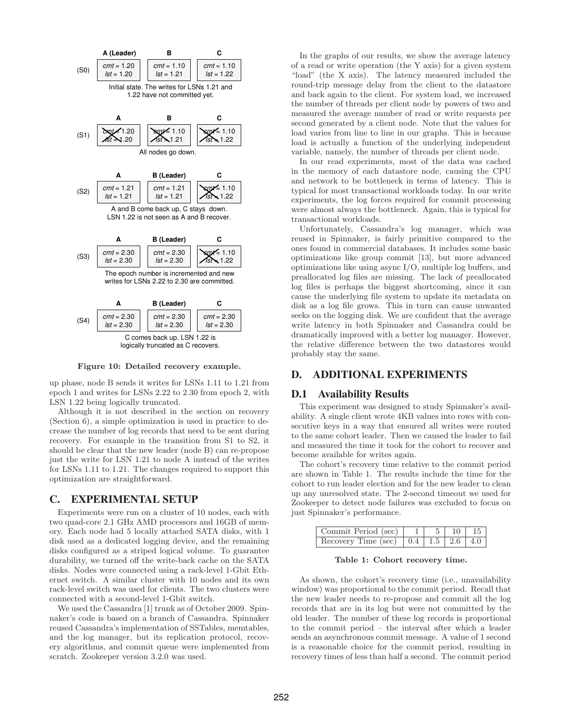A (Leader) B C

(S0)

cmt = 1.20
lst = 1.20

cmt = 1.10
lst = 1.21

cmt = 1.10
lst = 1.22

Initial state. The writes for LSNs 1.21 and 1.22 have not committed yet.

A B C

(S1)

cmt = 1.20
lst = 1.20

cmt = 1.10
lst = 1.21

cmt = 1.10
lst = 1.22

All nodes go down.

A B (Leader) C

(S2)

cmt = 1.21
lst = 1.21

cmt = 1.21
lst = 1.21

cmt = 1.10
lst = 1.22

A and B come back up, C stays down. LSN 1.22 is not seen as A and B recover.

A B (Leader) C

(S3)

cmt = 2.30
lst = 2.30

cmt = 2.30
lst = 2.30

cmt = 1.10
lst = 1.22

The epoch number is incremented and new writes for LSNs 2.22 to 2.30 are committed.

A B (Leader) C

(S4)

cmt = 2.30
lst = 2.30

cmt = 2.30
lst = 2.30

cmt = 2.30
lst = 2.30

C comes back up. LSN 1.22 is logically truncated as C recovers.

**Figure 10: Detailed recovery example.**

up phase, node B sends it writes for LSNs 1.11 to 1.21 from epoch 1 and writes for LSNs 2.22 to 2.30 from epoch 2, with LSN 1.22 being logically truncated.

Although it is not described in the section on recovery (Section 6), a simple optimization is used in practice to decrease the number of log records that need to be sent during recovery. For example in the transition from S1 to S2, it should be clear that the new leader (node B) can re-propose just the write for LSN 1.21 to node A instead of the writes for LSNs 1.11 to 1.21. The changes required to support this optimization are straightforward.

# C. EXPERIMENTAL SETUP

Experiments were run on a cluster of 10 nodes, each with two quad-core 2.1 GHz AMD processors and 16GB of memory. Each node had 5 locally attached SATA disks, with 1 disk used as a dedicated logging device, and the remaining disks configured as a striped logical volume. To guarantee durability, we turned off the write-back cache on the SATA disks. Nodes were connected using a rack-level 1-Gbit Ethernet switch. A similar cluster with 10 nodes and its own rack-level switch was used for clients. The two clusters were connected with a second-level 1-Gbit switch.

We used the Cassandra [1] trunk as of October 2009. Spinnaker's code is based on a branch of Cassandra. Spinnaker reused Cassandra's implementation of SSTables, memtables, and the log manager, but its replication protocol, recovery algorithms, and commit queue were implemented from scratch. Zookeeper version 3.2.0 was used.

In the graphs of our results, we show the average latency of a read or write operation (the Y axis) for a given system "load" (the X axis). The latency measured included the round-trip message delay from the client to the datastore and back again to the client. For system load, we increased the number of threads per client node by powers of two and measured the average number of read or write requests per second generated by a client node. Note that the values for load varies from line to line in our graphs. This is because load is actually a function of the underlying independent variable, namely, the number of threads per client node.

In our read experiments, most of the data was cached in the memory of each datastore node, causing the CPU and network to be bottleneck in terms of latency. This is typical for most transactional workloads today. In our write experiments, the log forces required for commit processing were almost always the bottleneck. Again, this is typical for transactional workloads.

Unfortunately, Cassandra's log manager, which was reused in Spinnaker, is fairly primitive compared to the ones found in commercial databases. It includes some basic optimizations like group commit [13], but more advanced optimizations like using async I/O, multiple log buffers, and preallocated log files are missing. The lack of preallocated log files is perhaps the biggest shortcoming, since it can cause the underlying file system to update its metadata on disk as a log file grows. This in turn can cause unwanted seeks on the logging disk. We are confident that the average write latency in both Spinnaker and Cassandra could be dramatically improved with a better log manager. However, the relative difference between the two datastores would probably stay the same.

# D. ADDITIONAL EXPERIMENTS

## D.1 Availability Results

This experiment was designed to study Spinnaker's availability. A single client wrote 4KB values into rows with consecutive keys in a way that ensured all writes were routed to the same cohort leader. Then we caused the leader to fail and measured the time it took for the cohort to recover and become available for writes again.

The cohort's recovery time relative to the commit period are shown in Table 1. The results include the time for the cohort to run leader election and for the new leader to clean up any unresolved state. The 2-second timeout we used for Zookeeper to detect node failures was excluded to focus on just Spinnaker's performance.

| | | | | |
|---|---|---|---|---|
| Commit Period (sec) | 1 | 5 | 10 | 15 |
| Recovery Time (sec) | 0.4 | 1.5 | 2.6 | 4.0 |

**Table 1: Cohort recovery time.**

As shown, the cohort's recovery time (i.e., unavailability window) was proportional to the commit period. Recall that the new leader needs to re-propose and commit all the log records that are in its log but were not committed by the old leader. The number of these log records is proportional to the commit period – the interval after which a leader sends an asynchronous commit message. A value of 1 second is a reasonable choice for the commit period, resulting in recovery times of less than half a second. The commit period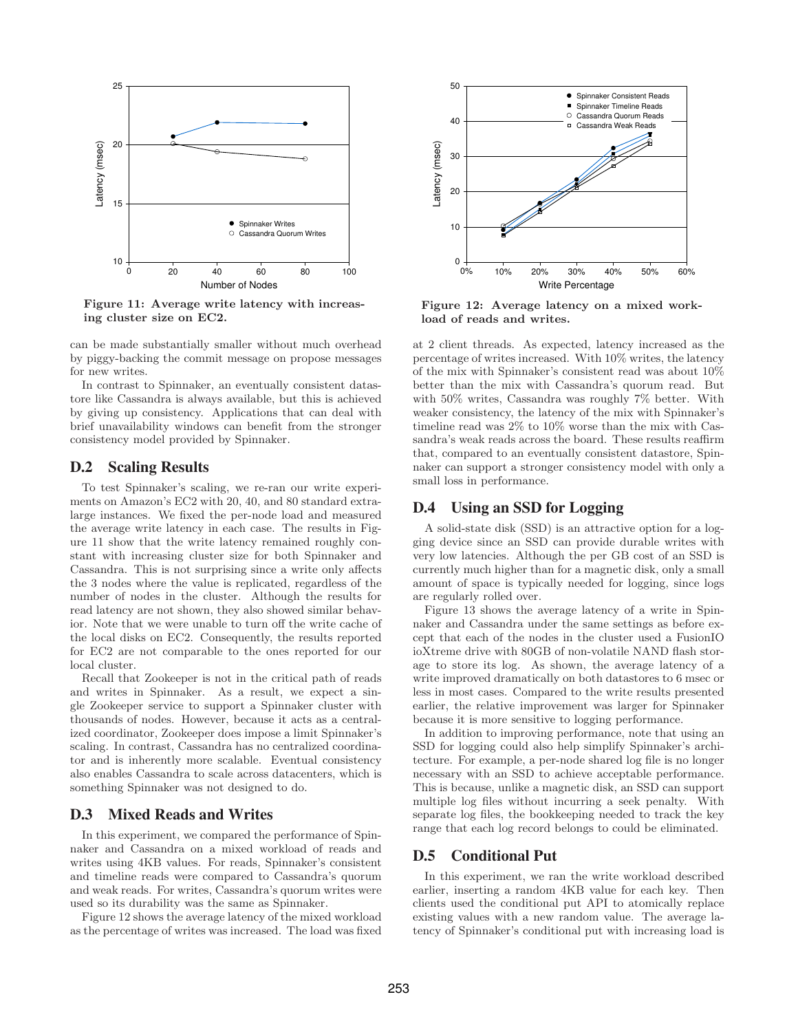Figure 11: Average write latency with increasing cluster size on EC2.

Figure 12: Average latency on a mixed workload of reads and writes.

can be made substantially smaller without much overhead by piggy-backing the commit message on propose messages for new writes.

In contrast to Spinnaker, an eventually consistent datastore like Cassandra is always available, but this is achieved by giving up consistency. Applications that can deal with brief unavailability windows can benefit from the stronger consistency model provided by Spinnaker.

## D.2 Scaling Results

To test Spinnaker's scaling, we re-ran our write experiments on Amazon's EC2 with 20, 40, and 80 standard extra-large instances. We fixed the per-node load and measured the average write latency in each case. The results in Figure 11 show that the write latency remained roughly constant with increasing cluster size for both Spinnaker and Cassandra. This is not surprising since a write only affects the 3 nodes where the value is replicated, regardless of the number of nodes in the cluster. Although the results for read latency are not shown, they also showed similar behavior. Note that we were unable to turn off the write cache of the local disks on EC2. Consequently, the results reported for EC2 are not comparable to the ones reported for our local cluster.

Recall that Zookeeper is not in the critical path of reads and writes in Spinnaker. As a result, we expect a single Zookeeper service to support a Spinnaker cluster with thousands of nodes. However, because it acts as a centralized coordinator, Zookeeper does impose a limit Spinnaker's scaling. In contrast, Cassandra has no centralized coordinator and is inherently more scalable. Eventual consistency also enables Cassandra to scale across datacenters, which is something Spinnaker was not designed to do.

## D.3 Mixed Reads and Writes

In this experiment, we compared the performance of Spinnaker and Cassandra on a mixed workload of reads and writes using 4KB values. For reads, Spinnaker's consistent and timeline reads were compared to Cassandra's quorum and weak reads. For writes, Cassandra's quorum writes were used so its durability was the same as Spinnaker.

Figure 12 shows the average latency of the mixed workload as the percentage of writes was increased. The load was fixed at 2 client threads. As expected, latency increased as the percentage of writes increased. With 10% writes, the latency of the mix with Spinnaker's consistent read was about 10% better than the mix with Cassandra's quorum read. But with 50% writes, Cassandra was roughly 7% better. With weaker consistency, the latency of the mix with Spinnaker's timeline read was 2% to 10% worse than the mix with Cassandra's weak reads across the board. These results reaffirm that, compared to an eventually consistent datastore, Spinnaker can support a stronger consistency model with only a small loss in performance.

## D.4 Using an SSD for Logging

A solid-state disk (SSD) is an attractive option for a logging device since an SSD can provide durable writes with very low latencies. Although the per GB cost of an SSD is currently much higher than for a magnetic disk, only a small amount of space is typically needed for logging, since logs are regularly rolled over.

Figure 13 shows the average latency of a write in Spinnaker and Cassandra under the same settings as before except that each of the nodes in the cluster used a FusionIO ioXtreme drive with 80GB of non-volatile NAND flash storage to store its log. As shown, the average latency of a write improved dramatically on both datastores to 6 msec or less in most cases. Compared to the write results presented earlier, the relative improvement was larger for Spinnaker because it is more sensitive to logging performance.

In addition to improving performance, note that using an SSD for logging could also help simplify Spinnaker's architecture. For example, a per-node shared log file is no longer necessary with an SSD to achieve acceptable performance. This is because, unlike a magnetic disk, an SSD can support multiple log files without incurring a seek penalty. With separate log files, the bookkeeping needed to track the key range that each log record belongs to could be eliminated.

## D.5 Conditional Put

In this experiment, we ran the write workload described earlier, inserting a random 4KB value for each key. Then clients used the conditional put API to atomically replace existing values with a new random value. The average latency of Spinnaker's conditional put with increasing load is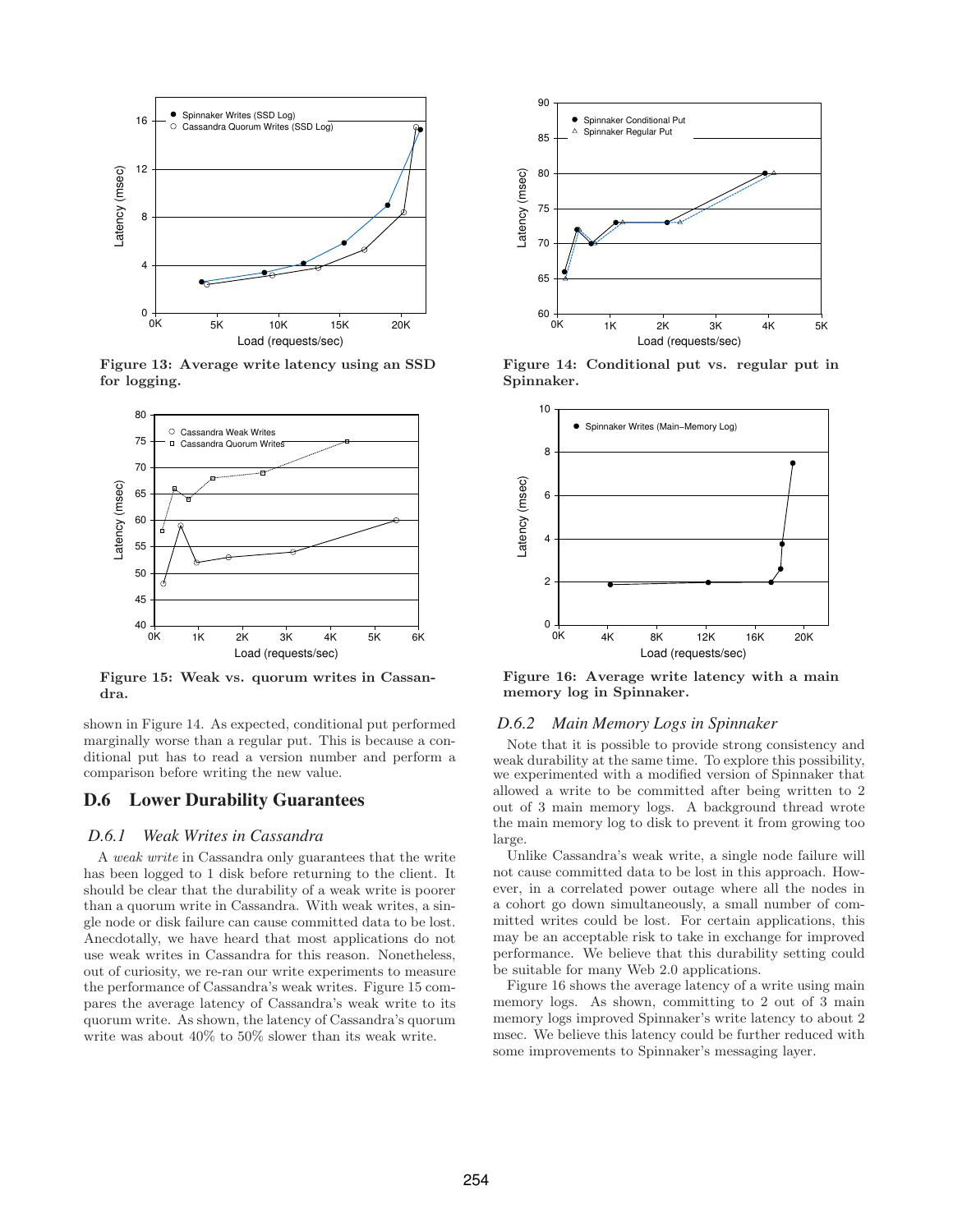Latency (msec)
0
4
8
12
16
0K
5K
10K
15K
20K
Load (requests/sec)
Spinnaker Writes (SSD Log)
Cassandra Quorum Writes (SSD Log)

**Figure 13: Average write latency using an SSD for logging.**

Latency (msec)
60
65
70
75
80
85
90
0K
1K
2K
3K
4K
5K
Load (requests/sec)
Spinnaker Conditional Put
Spinnaker Regular Put

**Figure 14: Conditional put vs. regular put in Spinnaker.**

Latency (msec)
40
45
50
55
60
65
70
75
80
0K
1K
2K
3K
4K
5K
6K
Load (requests/sec)
Cassandra Weak Writes
Cassandra Quorum Writes

**Figure 15: Weak vs. quorum writes in Cassandra.**

Latency (msec)
0
2
4
6
8
10
0K
4K
8K
12K
16K
20K
Load (requests/sec)
Spinnaker Writes (Main–Memory Log)

**Figure 16: Average write latency with a main memory log in Spinnaker.**

shown in Figure 14. As expected, conditional put performed marginally worse than a regular put. This is because a conditional put has to read a version number and perform a comparison before writing the new value.

## D.6 Lower Durability Guarantees

### D.6.1 Weak Writes in Cassandra

A *weak write* in Cassandra only guarantees that the write has been logged to 1 disk before returning to the client. It should be clear that the durability of a weak write is poorer than a quorum write in Cassandra. With weak writes, a single node or disk failure can cause committed data to be lost. Anecdotally, we have heard that most applications do not use weak writes in Cassandra for this reason. Nonetheless, out of curiosity, we re-ran our write experiments to measure the performance of Cassandra's weak writes. Figure 15 compares the average latency of Cassandra's weak write to its quorum write. As shown, the latency of Cassandra's quorum write was about 40% to 50% slower than its weak write.

### D.6.2 Main Memory Logs in Spinnaker

Note that it is possible to provide strong consistency and weak durability at the same time. To explore this possibility, we experimented with a modified version of Spinnaker that allowed a write to be committed after being written to 2 out of 3 main memory logs. A background thread wrote the main memory log to disk to prevent it from growing too large.

Unlike Cassandra's weak write, a single node failure will not cause committed data to be lost in this approach. However, in a correlated power outage where all the nodes in a cohort go down simultaneously, a small number of committed writes could be lost. For certain applications, this may be an acceptable risk to take in exchange for improved performance. We believe that this durability setting could be suitable for many Web 2.0 applications.

Figure 16 shows the average latency of a write using main memory logs. As shown, committing to 2 out of 3 main memory logs improved Spinnaker's write latency to about 2 msec. We believe this latency could be further reduced with some improvements to Spinnaker's messaging layer.